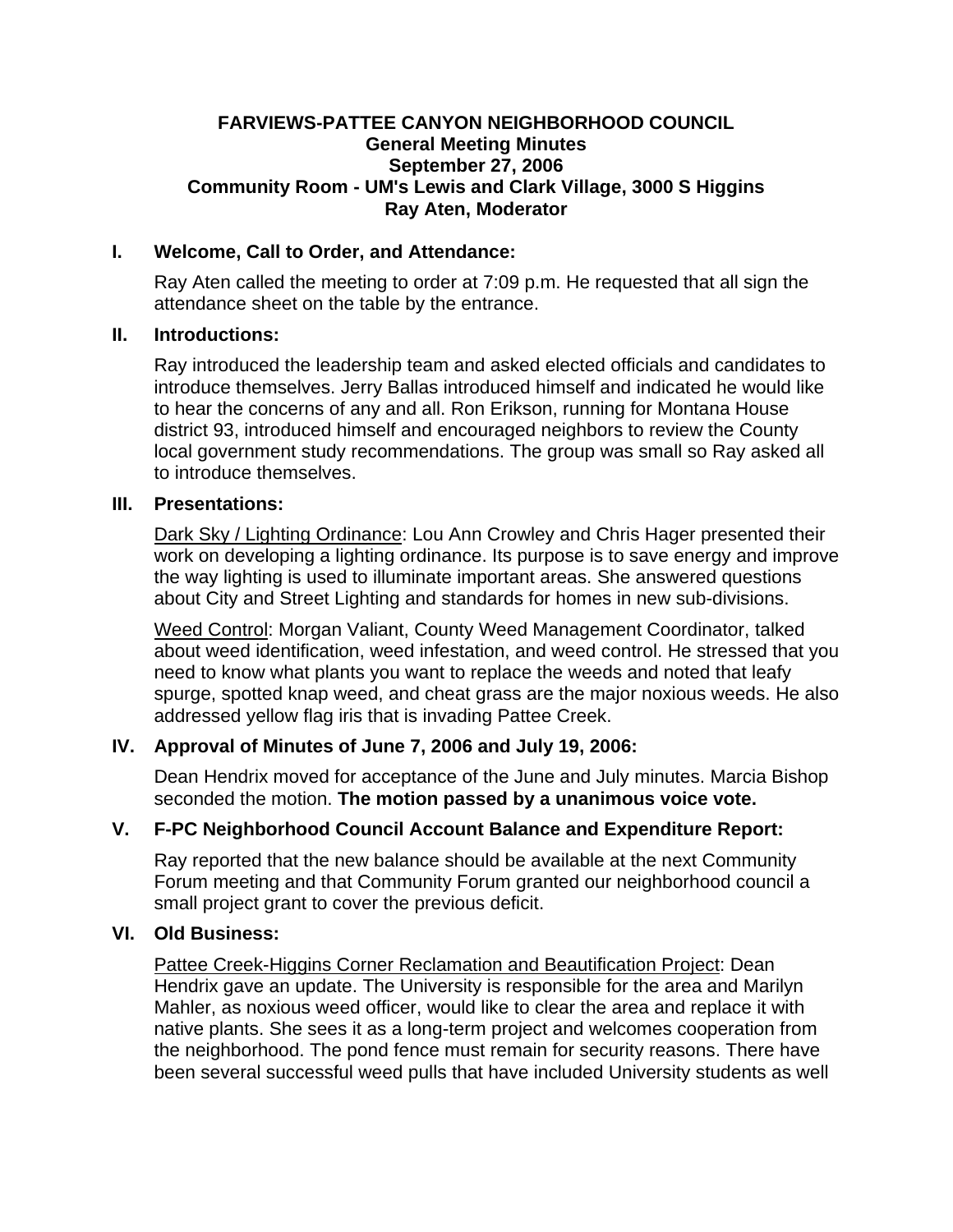# FARVIEWS-PATTEE CANYON NEIGHBORHOOD COUNCIL
## General Meeting Minutes
## September 27, 2006
## Community Room - UM's Lewis and Clark Village, 3000 S Higgins
## Ray Aten, Moderator

### I. Welcome, Call to Order, and Attendance:

Ray Aten called the meeting to order at 7:09 p.m. He requested that all sign the attendance sheet on the table by the entrance.

### II. Introductions:

Ray introduced the leadership team and asked elected officials and candidates to introduce themselves. Jerry Ballas introduced himself and indicated he would like to hear the concerns of any and all. Ron Erikson, running for Montana House district 93, introduced himself and encouraged neighbors to review the County local government study recommendations. The group was small so Ray asked all to introduce themselves.

### III. Presentations:

Dark Sky / Lighting Ordinance: Lou Ann Crowley and Chris Hager presented their work on developing a lighting ordinance. Its purpose is to save energy and improve the way lighting is used to illuminate important areas. She answered questions about City and Street Lighting and standards for homes in new sub-divisions.

Weed Control: Morgan Valiant, County Weed Management Coordinator, talked about weed identification, weed infestation, and weed control. He stressed that you need to know what plants you want to replace the weeds and noted that leafy spurge, spotted knap weed, and cheat grass are the major noxious weeds. He also addressed yellow flag iris that is invading Pattee Creek.

### IV. Approval of Minutes of June 7, 2006 and July 19, 2006:

Dean Hendrix moved for acceptance of the June and July minutes. Marcia Bishop seconded the motion. **The motion passed by a unanimous voice vote.**

### V. F-PC Neighborhood Council Account Balance and Expenditure Report:

Ray reported that the new balance should be available at the next Community Forum meeting and that Community Forum granted our neighborhood council a small project grant to cover the previous deficit.

### VI. Old Business:

Pattee Creek-Higgins Corner Reclamation and Beautification Project: Dean Hendrix gave an update. The University is responsible for the area and Marilyn Mahler, as noxious weed officer, would like to clear the area and replace it with native plants. She sees it as a long-term project and welcomes cooperation from the neighborhood. The pond fence must remain for security reasons. There have been several successful weed pulls that have included University students as well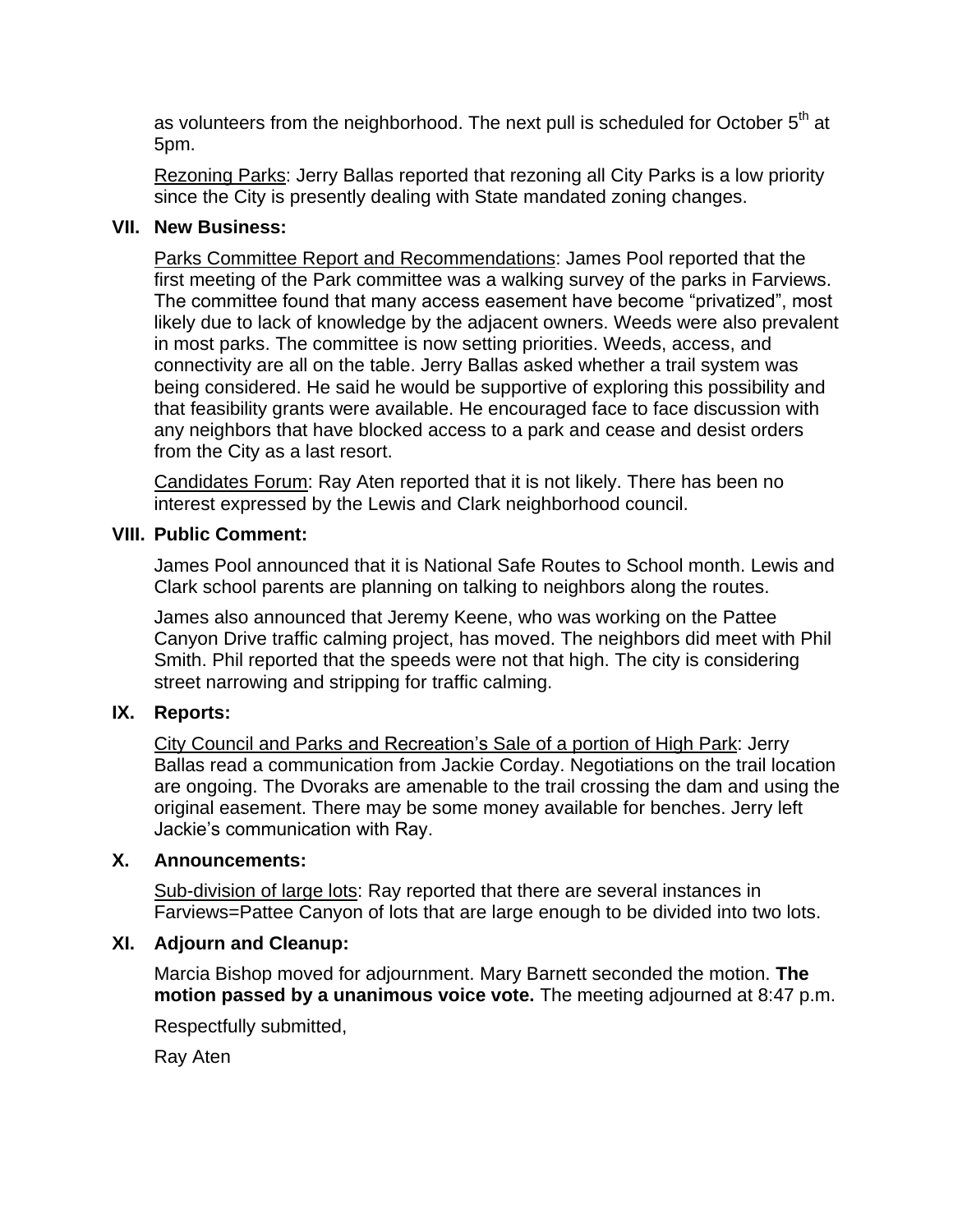as volunteers from the neighborhood. The next pull is scheduled for October 5th at 5pm.

Rezoning Parks: Jerry Ballas reported that rezoning all City Parks is a low priority since the City is presently dealing with State mandated zoning changes.

## VII. New Business:

Parks Committee Report and Recommendations: James Pool reported that the first meeting of the Park committee was a walking survey of the parks in Farviews. The committee found that many access easement have become "privatized", most likely due to lack of knowledge by the adjacent owners. Weeds were also prevalent in most parks. The committee is now setting priorities. Weeds, access, and connectivity are all on the table. Jerry Ballas asked whether a trail system was being considered. He said he would be supportive of exploring this possibility and that feasibility grants were available. He encouraged face to face discussion with any neighbors that have blocked access to a park and cease and desist orders from the City as a last resort.

Candidates Forum: Ray Aten reported that it is not likely. There has been no interest expressed by the Lewis and Clark neighborhood council.

## VIII. Public Comment:

James Pool announced that it is National Safe Routes to School month. Lewis and Clark school parents are planning on talking to neighbors along the routes.

James also announced that Jeremy Keene, who was working on the Pattee Canyon Drive traffic calming project, has moved. The neighbors did meet with Phil Smith. Phil reported that the speeds were not that high. The city is considering street narrowing and stripping for traffic calming.

## IX. Reports:

City Council and Parks and Recreation's Sale of a portion of High Park: Jerry Ballas read a communication from Jackie Corday. Negotiations on the trail location are ongoing. The Dvoraks are amenable to the trail crossing the dam and using the original easement. There may be some money available for benches. Jerry left Jackie's communication with Ray.

## X. Announcements:

Sub-division of large lots: Ray reported that there are several instances in Farviews=Pattee Canyon of lots that are large enough to be divided into two lots.

## XI. Adjourn and Cleanup:

Marcia Bishop moved for adjournment. Mary Barnett seconded the motion. **The motion passed by a unanimous voice vote.** The meeting adjourned at 8:47 p.m.

Respectfully submitted,

Ray Aten